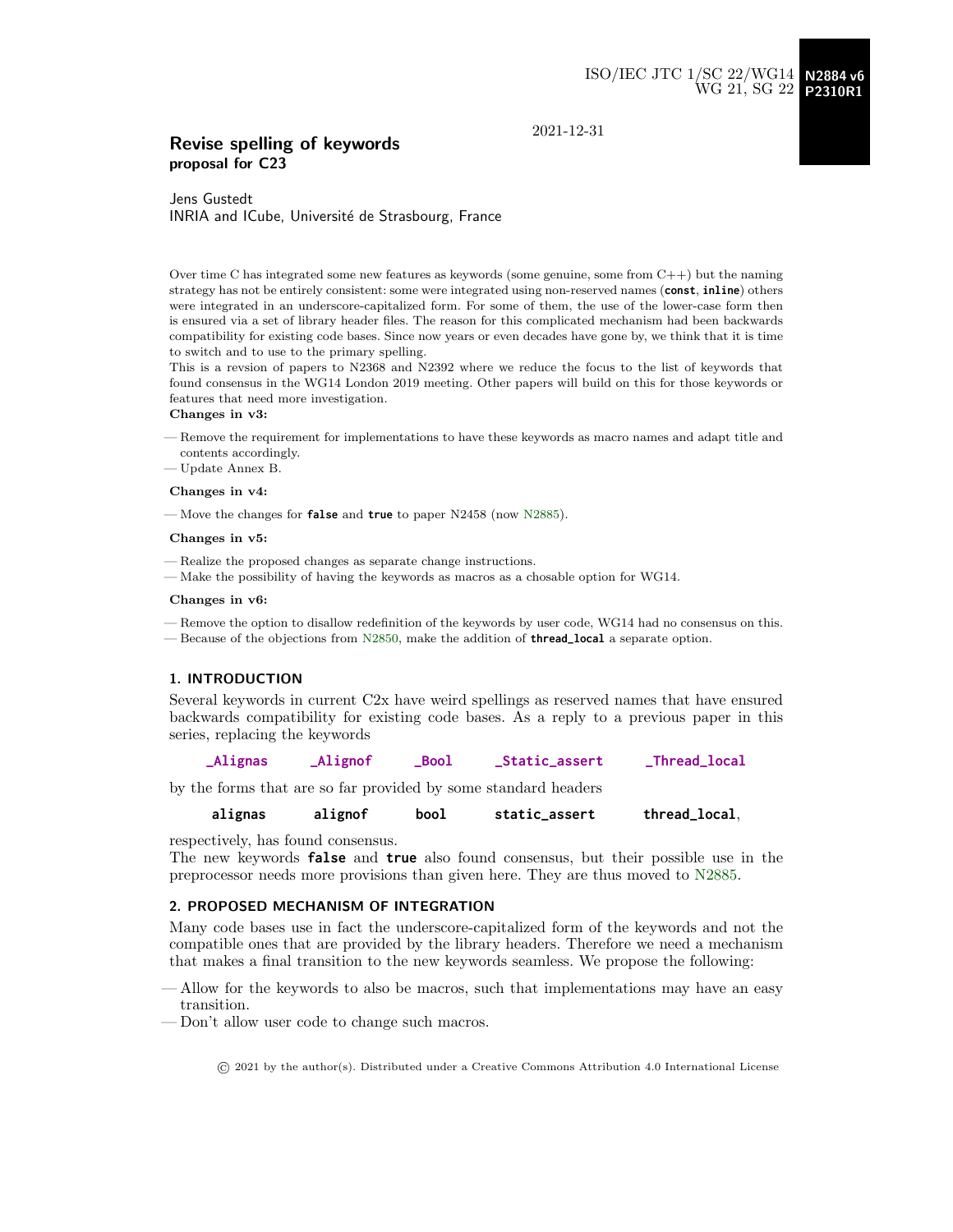ISO/IEC JTC 1/SC 22/WG14 **N2884 v6**
WG 21, SG 22 **P2310R1**

2021-12-31

# Revise spelling of keywords
**proposal for C23**

Jens Gustedt
INRIA and ICube, Université de Strasbourg, France

Over time C has integrated some new features as keywords (some genuine, some from C++) but the naming strategy has not be entirely consistent: some were integrated using non-reserved names (**const**, **inline**) others were integrated in an underscore-capitalized form. For some of them, the use of the lower-case form then is ensured via a set of library header files. The reason for this complicated mechanism had been backwards compatibility for existing code bases. Since now years or even decades have gone by, we think that it is time to switch and to use to the primary spelling.
This is a revsion of papers to N2368 and N2392 where we reduce the focus to the list of keywords that found consensus in the WG14 London 2019 meeting. Other papers will build on this for those keywords or features that need more investigation.

**Changes in v3:**

- Remove the requirement for implementations to have these keywords as macro names and adapt title and contents accordingly.
- Update Annex B.

**Changes in v4:**

- Move the changes for **false** and **true** to paper N2458 (now N2885).

**Changes in v5:**

- Realize the proposed changes as separate change instructions.
- Make the possibility of having the keywords as macros as a chosable option for WG14.

**Changes in v6:**

- Remove the option to disallow redefinition of the keywords by user code, WG14 had no consensus on this.
- Because of the objections from N2850, make the addition of **thread_local** a separate option.

## 1. INTRODUCTION

Several keywords in current C2x have weird spellings as reserved names that have ensured backwards compatibility for existing code bases. As a reply to a previous paper in this series, replacing the keywords

**_Alignas** **_Alignof** **_Bool** **_Static_assert** **_Thread_local**

by the forms that are so far provided by some standard headers

**alignas** **alignof** **bool** **static_assert** **thread_local**,

respectively, has found consensus.
The new keywords **false** and **true** also found consensus, but their possible use in the preprocessor needs more provisions than given here. They are thus moved to N2885.

## 2. PROPOSED MECHANISM OF INTEGRATION

Many code bases use in fact the underscore-capitalized form of the keywords and not the compatible ones that are provided by the library headers. Therefore we need a mechanism that makes a final transition to the new keywords seamless. We propose the following:

- Allow for the keywords to also be macros, such that implementations may have an easy transition.
- Don't allow user code to change such macros.

© 2021 by the author(s). Distributed under a Creative Commons Attribution 4.0 International License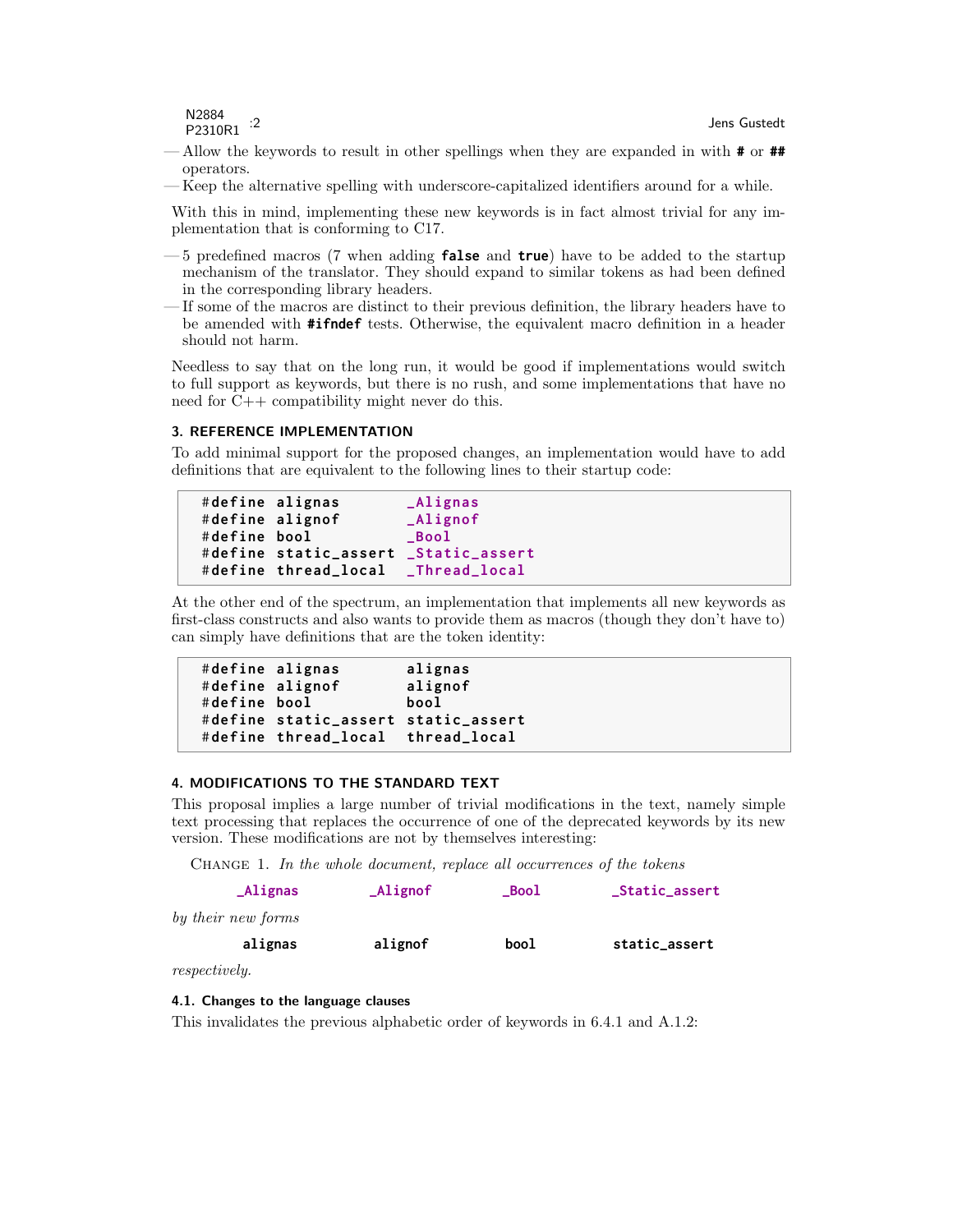— Allow the keywords to result in other spellings when they are expanded in with **#** or **##** operators.
— Keep the alternative spelling with underscore-capitalized identifiers around for a while.

With this in mind, implementing these new keywords is in fact almost trivial for any implementation that is conforming to C17.

— 5 predefined macros (7 when adding **false** and **true**) have to be added to the startup mechanism of the translator. They should expand to similar tokens as had been defined in the corresponding library headers.
— If some of the macros are distinct to their previous definition, the library headers have to be amended with **#ifndef** tests. Otherwise, the equivalent macro definition in a header should not harm.

Needless to say that on the long run, it would be good if implementations would switch to full support as keywords, but there is no rush, and some implementations that have no need for C++ compatibility might never do this.

### 3. REFERENCE IMPLEMENTATION

To add minimal support for the proposed changes, an implementation would have to add definitions that are equivalent to the following lines to their startup code:

```
#define alignas       _Alignas
#define alignof       _Alignof
#define bool          _Bool
#define static_assert _Static_assert
#define thread_local  _Thread_local
```

At the other end of the spectrum, an implementation that implements all new keywords as first-class constructs and also wants to provide them as macros (though they don't have to) can simply have definitions that are the token identity:

```
#define alignas       alignas
#define alignof       alignof
#define bool          bool
#define static_assert static_assert
#define thread_local  thread_local
```

### 4. MODIFICATIONS TO THE STANDARD TEXT

This proposal implies a large number of trivial modifications in the text, namely simple text processing that replaces the occurrence of one of the deprecated keywords by its new version. These modifications are not by themselves interesting:

CHANGE 1. *In the whole document, replace all occurrences of the tokens*

`_Alignas` `_Alignof` `_Bool` `_Static_assert`

*by their new forms*

**alignas** **alignof** **bool** **static_assert**

*respectively.*

#### 4.1. Changes to the language clauses

This invalidates the previous alphabetic order of keywords in 6.4.1 and A.1.2: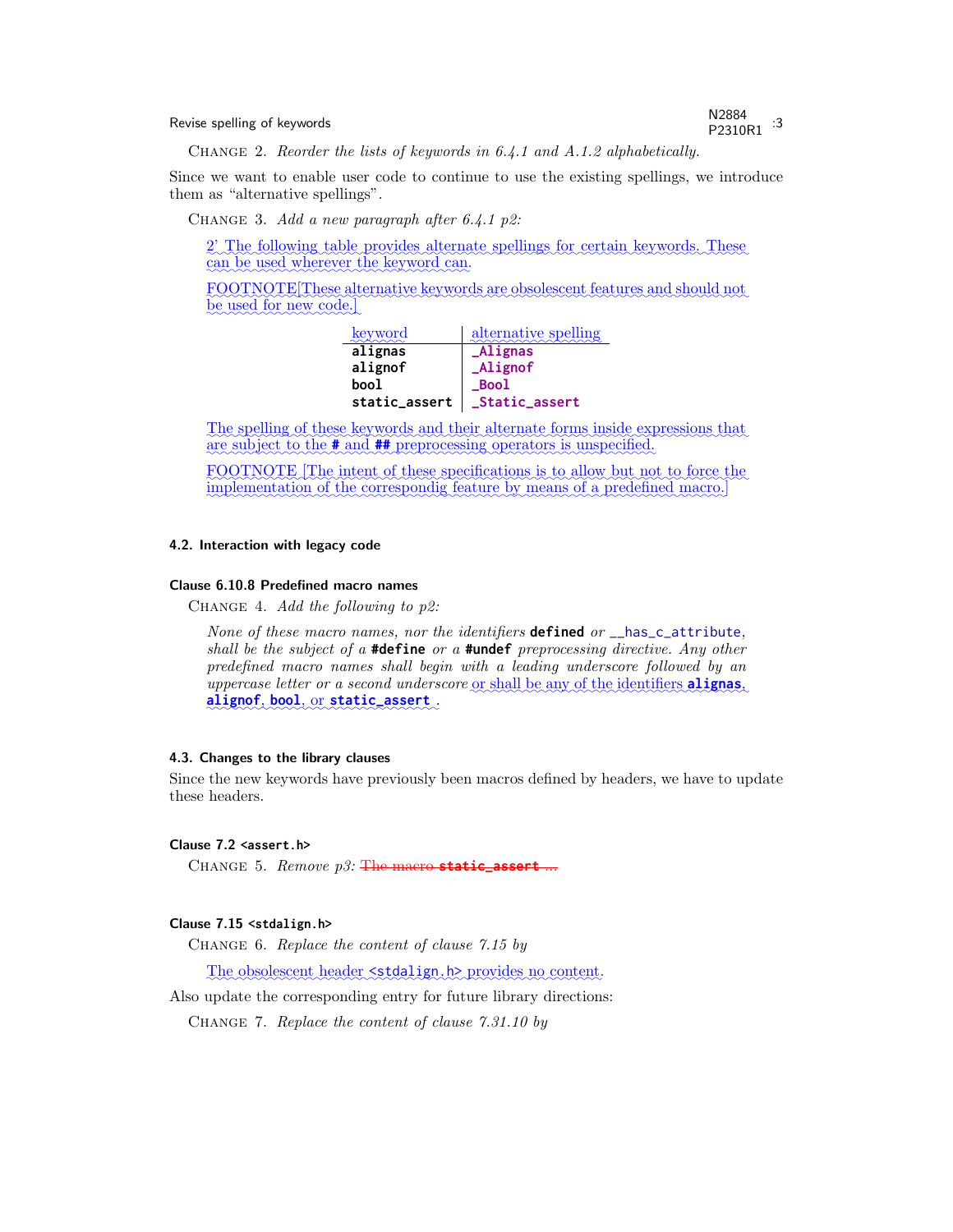Change 2. *Reorder the lists of keywords in 6.4.1 and A.1.2 alphabetically.*

Since we want to enable user code to continue to use the existing spellings, we introduce them as "alternative spellings".

Change 3. *Add a new paragraph after 6.4.1 p2:*

> 2' The following table provides alternate spellings for certain keywords. These can be used wherever the keyword can.
>
> FOOTNOTE[These alternative keywords are obsolescent features and should not be used for new code.]
>
> | keyword | alternative spelling |
> | --- | --- |
> | `alignas` | `_Alignas` |
> | `alignof` | `_Alignof` |
> | `bool` | `_Bool` |
> | `static_assert` | `_Static_assert` |
>
> The spelling of these keywords and their alternate forms inside expressions that are subject to the `#` and `##` preprocessing operators is unspecified.
>
> FOOTNOTE [The intent of these specifications is to allow but not to force the implementation of the correspondig feature by means of a predefined macro.]

#### 4.2. Interaction with legacy code

##### Clause 6.10.8 Predefined macro names

Change 4. *Add the following to p2:*

> *None of these macro names, nor the identifiers* **`defined`** *or* `__has_c_attribute`*, shall be the subject of a* **`#define`** *or a* **`#undef`** *preprocessing directive. Any other predefined macro names shall begin with a leading underscore followed by an uppercase letter or a second underscore* or shall be any of the identifiers **`alignas`**, **`alignof`**, **`bool`**, or **`static_assert`** .

#### 4.3. Changes to the library clauses

Since the new keywords have previously been macros defined by headers, we have to update these headers.

##### Clause 7.2 `<assert.h>`

Change 5. *Remove p3:* ~~The macro **`static_assert`** ...~~

##### Clause 7.15 `<stdalign.h>`

Change 6. *Replace the content of clause 7.15 by*

> The obsolescent header `<stdalign.h>` provides no content.

Also update the corresponding entry for future library directions:

Change 7. *Replace the content of clause 7.31.10 by*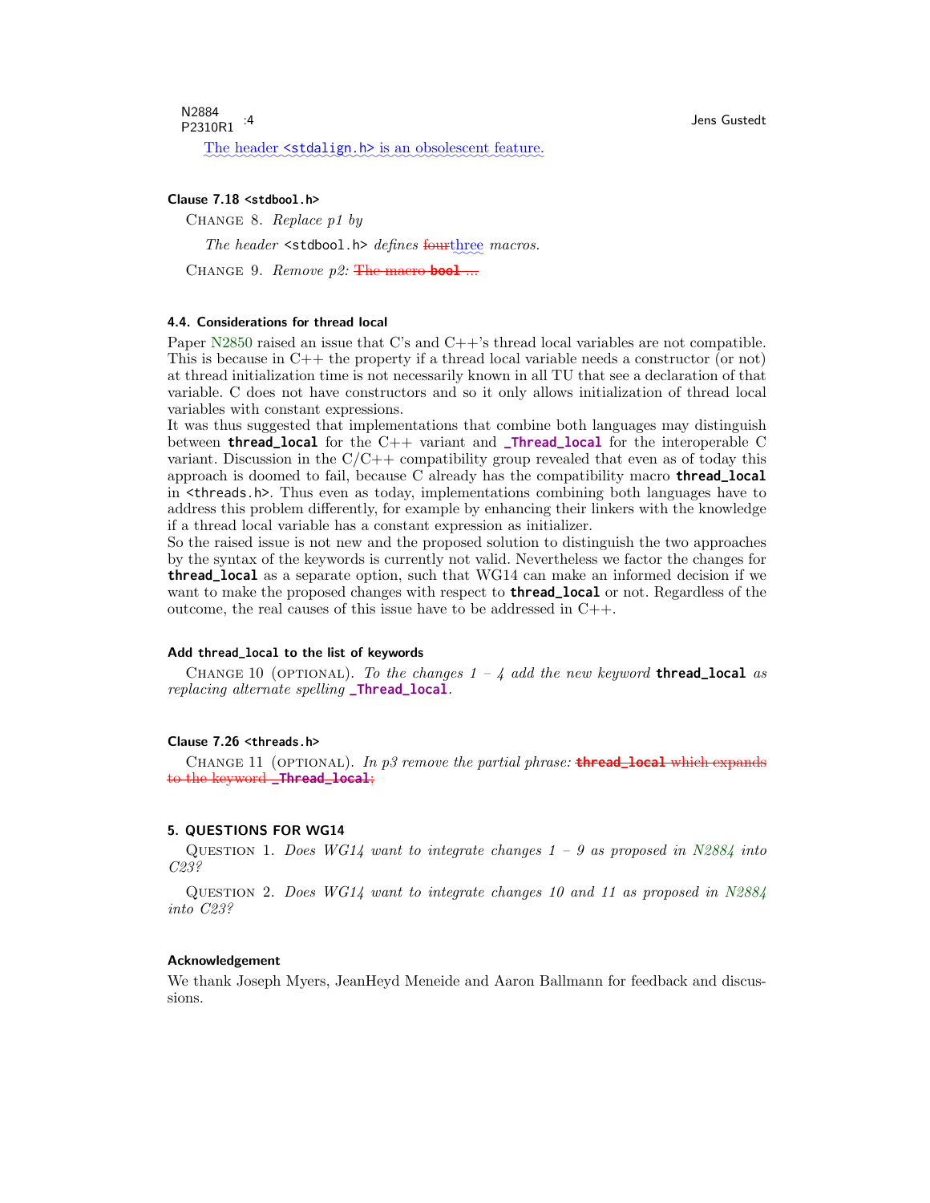The header `<stdalign.h>` is an obsolescent feature.

#### Clause 7.18 `<stdbool.h>`

CHANGE 8. *Replace p1 by*

> *The header* `<stdbool.h>` *defines* ~~four~~three *macros.*

CHANGE 9. *Remove p2:* ~~The macro **bool** ...~~

### 4.4. Considerations for thread local

Paper N2850 raised an issue that C's and C++'s thread local variables are not compatible. This is because in C++ the property if a thread local variable needs a constructor (or not) at thread initialization time is not necessarily known in all TU that see a declaration of that variable. C does not have constructors and so it only allows initialization of thread local variables with constant expressions.

It was thus suggested that implementations that combine both languages may distinguish between **thread_local** for the C++ variant and **_Thread_local** for the interoperable C variant. Discussion in the C/C++ compatibility group revealed that even as of today this approach is doomed to fail, because C already has the compatibility macro **thread_local** in `<threads.h>`. Thus even as today, implementations combining both languages have to address this problem differently, for example by enhancing their linkers with the knowledge if a thread local variable has a constant expression as initializer.

So the raised issue is not new and the proposed solution to distinguish the two approaches by the syntax of the keywords is currently not valid. Nevertheless we factor the changes for **thread_local** as a separate option, such that WG14 can make an informed decision if we want to make the proposed changes with respect to **thread_local** or not. Regardless of the outcome, the real causes of this issue have to be addressed in C++.

#### Add `thread_local` to the list of keywords

CHANGE 10 (OPTIONAL). *To the changes 1 – 4 add the new keyword* **thread_local** *as replacing alternate spelling* **_Thread_local**.

#### Clause 7.26 `<threads.h>`

CHANGE 11 (OPTIONAL). *In p3 remove the partial phrase:* ~~**thread_local** which expands to the keyword **_Thread_local**;~~

## 5. QUESTIONS FOR WG14

QUESTION 1. *Does WG14 want to integrate changes 1 – 9 as proposed in N2884 into C23?*

QUESTION 2. *Does WG14 want to integrate changes 10 and 11 as proposed in N2884 into C23?*

#### Acknowledgement

We thank Joseph Myers, JeanHeyd Meneide and Aaron Ballmann for feedback and discussions.